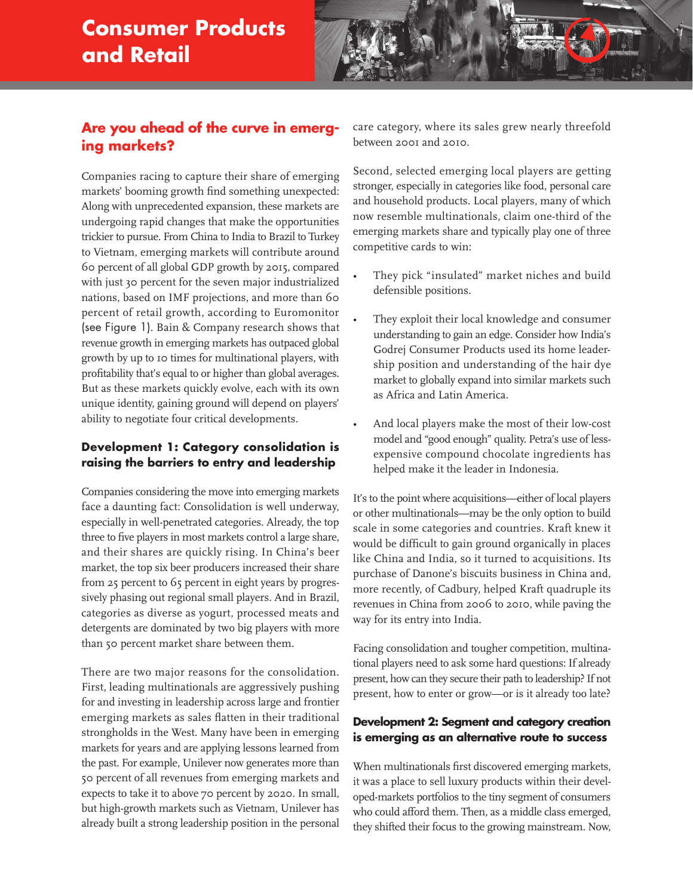# Consumer Products and Retail

## Are you ahead of the curve in emerging markets?

Companies racing to capture their share of emerging markets' booming growth find something unexpected: Along with unprecedented expansion, these markets are undergoing rapid changes that make the opportunities trickier to pursue. From China to India to Brazil to Turkey to Vietnam, emerging markets will contribute around 60 percent of all global GDP growth by 2015, compared with just 30 percent for the seven major industrialized nations, based on IMF projections, and more than 60 percent of retail growth, according to Euromonitor (see Figure 1). Bain & Company research shows that revenue growth in emerging markets has outpaced global growth by up to 10 times for multinational players, with profitability that's equal to or higher than global averages. But as these markets quickly evolve, each with its own unique identity, gaining ground will depend on players' ability to negotiate four critical developments.

### Development 1: Category consolidation is raising the barriers to entry and leadership

Companies considering the move into emerging markets face a daunting fact: Consolidation is well underway, especially in well-penetrated categories. Already, the top three to five players in most markets control a large share, and their shares are quickly rising. In China's beer market, the top six beer producers increased their share from 25 percent to 65 percent in eight years by progressively phasing out regional small players. And in Brazil, categories as diverse as yogurt, processed meats and detergents are dominated by two big players with more than 50 percent market share between them.

There are two major reasons for the consolidation. First, leading multinationals are aggressively pushing for and investing in leadership across large and frontier emerging markets as sales flatten in their traditional strongholds in the West. Many have been in emerging markets for years and are applying lessons learned from the past. For example, Unilever now generates more than 50 percent of all revenues from emerging markets and expects to take it to above 70 percent by 2020. In small, but high-growth markets such as Vietnam, Unilever has already built a strong leadership position in the personal care category, where its sales grew nearly threefold between 2001 and 2010.

Second, selected emerging local players are getting stronger, especially in categories like food, personal care and household products. Local players, many of which now resemble multinationals, claim one-third of the emerging markets share and typically play one of three competitive cards to win:

- They pick "insulated" market niches and build defensible positions.
- They exploit their local knowledge and consumer understanding to gain an edge. Consider how India's Godrej Consumer Products used its home leadership position and understanding of the hair dye market to globally expand into similar markets such as Africa and Latin America.
- And local players make the most of their low-cost model and "good enough" quality. Petra's use of less-expensive compound chocolate ingredients has helped make it the leader in Indonesia.

It's to the point where acquisitions—either of local players or other multinationals—may be the only option to build scale in some categories and countries. Kraft knew it would be difficult to gain ground organically in places like China and India, so it turned to acquisitions. Its purchase of Danone's biscuits business in China and, more recently, of Cadbury, helped Kraft quadruple its revenues in China from 2006 to 2010, while paving the way for its entry into India.

Facing consolidation and tougher competition, multinational players need to ask some hard questions: If already present, how can they secure their path to leadership? If not present, how to enter or grow—or is it already too late?

### Development 2: Segment and category creation is emerging as an alternative route to success

When multinationals first discovered emerging markets, it was a place to sell luxury products within their developed-markets portfolios to the tiny segment of consumers who could afford them. Then, as a middle class emerged, they shifted their focus to the growing mainstream. Now,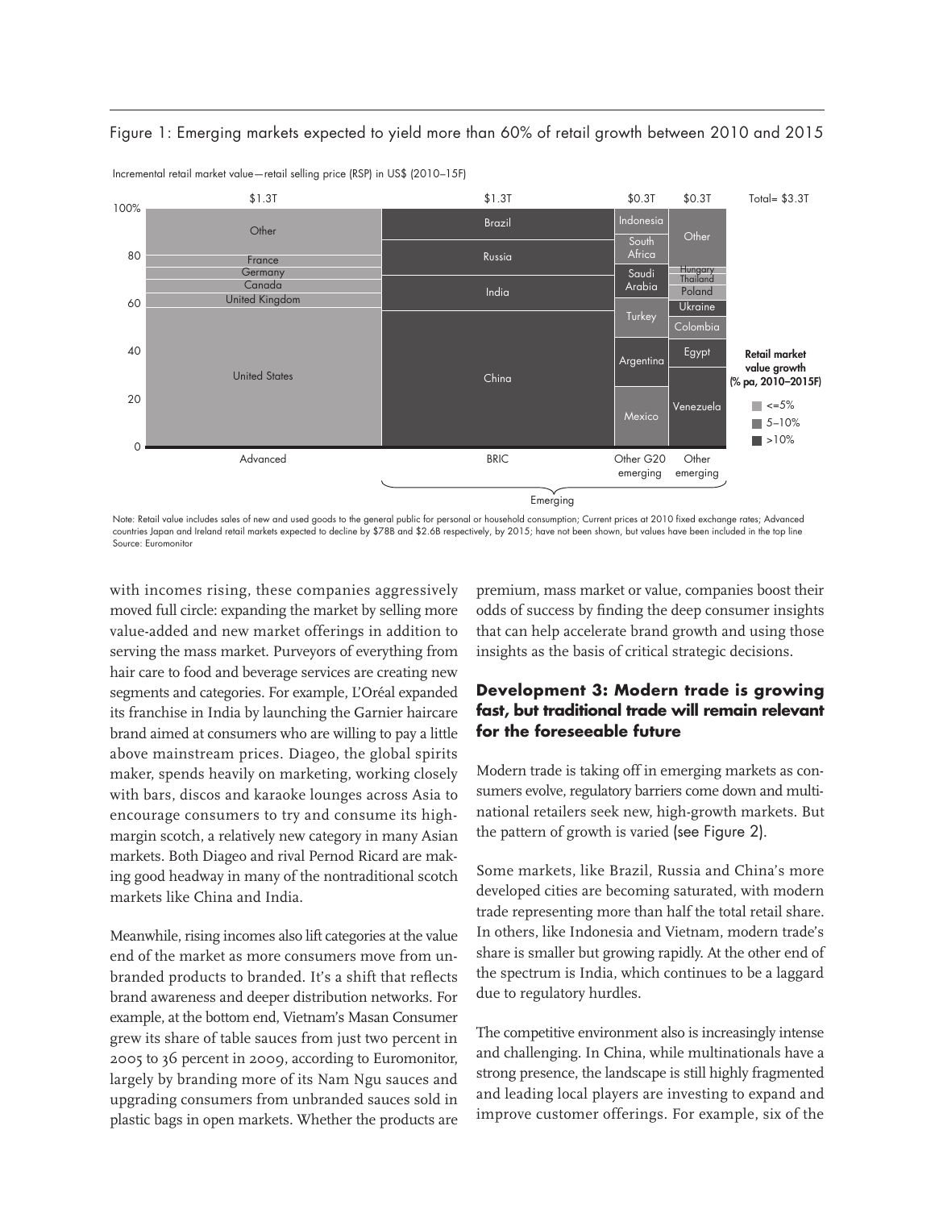Figure 1: Emerging markets expected to yield more than 60% of retail growth between 2010 and 2015

Incremental retail market value—retail selling price (RSP) in US$ (2010–15F)

| | Advanced | BRIC | Other G20 emerging | Other emerging |
|---|---|---|---|---|
| Total | $1.3T | $1.3T | $0.3T | $0.3T |
| Segments (top to bottom) | Other, France, Germany, Canada, United Kingdom, United States | Brazil, Russia, India, China | Indonesia, South Africa, Saudi Arabia, Turkey, Argentina, Mexico | Other, Hungary, Thailand, Poland, Ukraine, Colombia, Egypt, Venezuela |

Total= $3.3T

BRIC, Other G20 emerging and Other emerging: Emerging

Retail market value growth (% pa, 2010–2015F): <=5%; 5–10%; >10%

Note: Retail value includes sales of new and used goods to the general public for personal or household consumption; Current prices at 2010 fixed exchange rates; Advanced countries Japan and Ireland retail markets expected to decline by $78B and $2.6B respectively, by 2015; have not been shown, but values have been included in the top line
Source: Euromonitor

with incomes rising, these companies aggressively moved full circle: expanding the market by selling more value-added and new market offerings in addition to serving the mass market. Purveyors of everything from hair care to food and beverage services are creating new segments and categories. For example, L'Oréal expanded its franchise in India by launching the Garnier haircare brand aimed at consumers who are willing to pay a little above mainstream prices. Diageo, the global spirits maker, spends heavily on marketing, working closely with bars, discos and karaoke lounges across Asia to encourage consumers to try and consume its high-margin scotch, a relatively new category in many Asian markets. Both Diageo and rival Pernod Ricard are making good headway in many of the nontraditional scotch markets like China and India.

Meanwhile, rising incomes also lift categories at the value end of the market as more consumers move from unbranded products to branded. It's a shift that reflects brand awareness and deeper distribution networks. For example, at the bottom end, Vietnam's Masan Consumer grew its share of table sauces from just two percent in 2005 to 36 percent in 2009, according to Euromonitor, largely by branding more of its Nam Ngu sauces and upgrading consumers from unbranded sauces sold in plastic bags in open markets. Whether the products are premium, mass market or value, companies boost their odds of success by finding the deep consumer insights that can help accelerate brand growth and using those insights as the basis of critical strategic decisions.

### Development 3: Modern trade is growing fast, but traditional trade will remain relevant for the foreseeable future

Modern trade is taking off in emerging markets as consumers evolve, regulatory barriers come down and multinational retailers seek new, high-growth markets. But the pattern of growth is varied (see Figure 2).

Some markets, like Brazil, Russia and China's more developed cities are becoming saturated, with modern trade representing more than half the total retail share. In others, like Indonesia and Vietnam, modern trade's share is smaller but growing rapidly. At the other end of the spectrum is India, which continues to be a laggard due to regulatory hurdles.

The competitive environment also is increasingly intense and challenging. In China, while multinationals have a strong presence, the landscape is still highly fragmented and leading local players are investing to expand and improve customer offerings. For example, six of the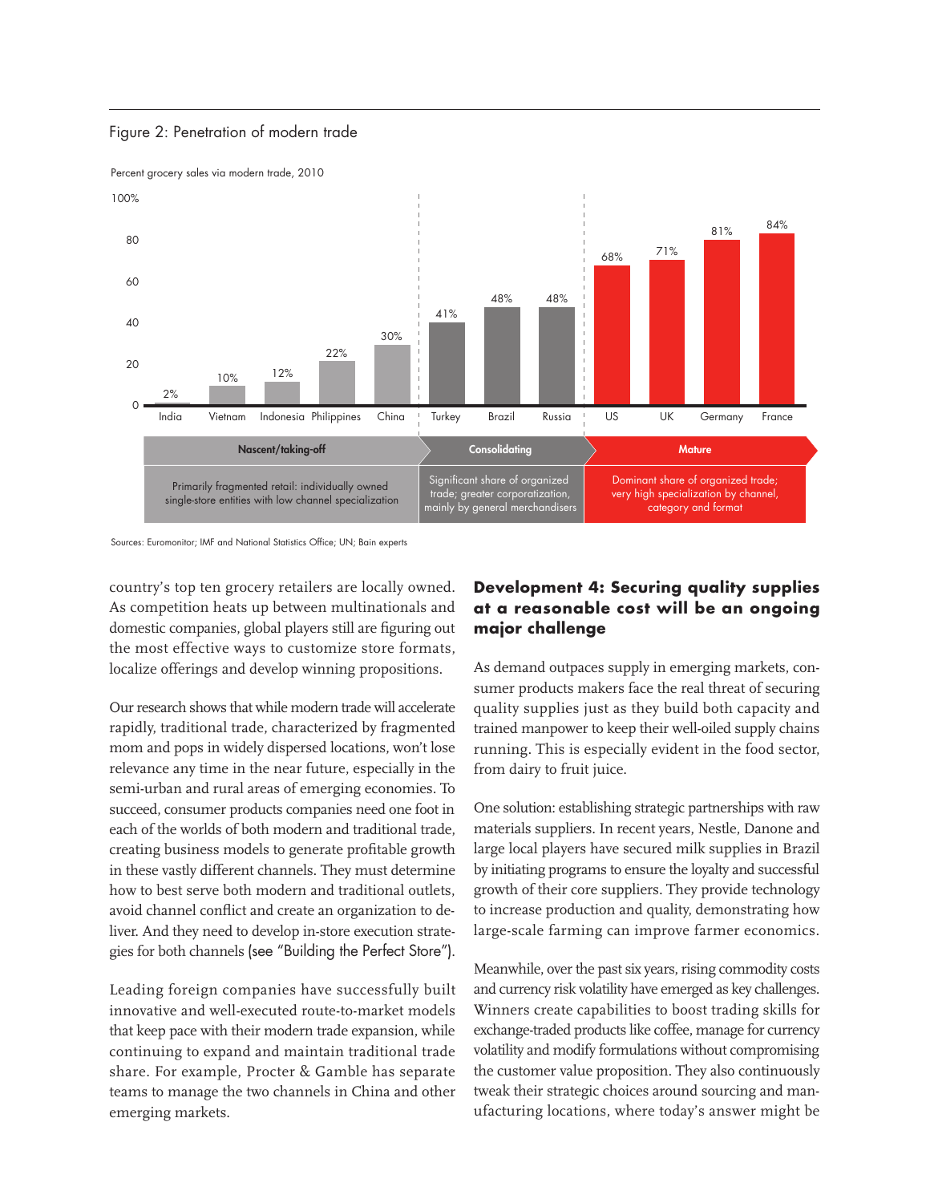Figure 2: Penetration of modern trade

Percent grocery sales via modern trade, 2010

| Stage | Country | Percent |
|---|---|---|
| Nascent/taking-off | India | 2% |
| | Vietnam | 10% |
| | Indonesia | 12% |
| | Philippines | 22% |
| | China | 30% |
| Consolidating | Turkey | 41% |
| | Brazil | 48% |
| | Russia | 48% |
| Mature | US | 68% |
| | UK | 71% |
| | Germany | 81% |
| | France | 84% |

- **Nascent/taking-off**: Primarily fragmented retail: individually owned single-store entities with low channel specialization
- **Consolidating**: Significant share of organized trade; greater corporatization, mainly by general merchandisers
- **Mature**: Dominant share of organized trade; very high specialization by channel, category and format

Sources: Euromonitor; IMF and National Statistics Office; UN; Bain experts

country's top ten grocery retailers are locally owned. As competition heats up between multinationals and domestic companies, global players still are figuring out the most effective ways to customize store formats, localize offerings and develop winning propositions.

Our research shows that while modern trade will accelerate rapidly, traditional trade, characterized by fragmented mom and pops in widely dispersed locations, won't lose relevance any time in the near future, especially in the semi-urban and rural areas of emerging economies. To succeed, consumer products companies need one foot in each of the worlds of both modern and traditional trade, creating business models to generate profitable growth in these vastly different channels. They must determine how to best serve both modern and traditional outlets, avoid channel conflict and create an organization to deliver. And they need to develop in-store execution strategies for both channels (see "Building the Perfect Store").

Leading foreign companies have successfully built innovative and well-executed route-to-market models that keep pace with their modern trade expansion, while continuing to expand and maintain traditional trade share. For example, Procter & Gamble has separate teams to manage the two channels in China and other emerging markets.

## Development 4: Securing quality supplies at a reasonable cost will be an ongoing major challenge

As demand outpaces supply in emerging markets, consumer products makers face the real threat of securing quality supplies just as they build both capacity and trained manpower to keep their well-oiled supply chains running. This is especially evident in the food sector, from dairy to fruit juice.

One solution: establishing strategic partnerships with raw materials suppliers. In recent years, Nestle, Danone and large local players have secured milk supplies in Brazil by initiating programs to ensure the loyalty and successful growth of their core suppliers. They provide technology to increase production and quality, demonstrating how large-scale farming can improve farmer economics.

Meanwhile, over the past six years, rising commodity costs and currency risk volatility have emerged as key challenges. Winners create capabilities to boost trading skills for exchange-traded products like coffee, manage for currency volatility and modify formulations without compromising the customer value proposition. They also continuously tweak their strategic choices around sourcing and manufacturing locations, where today's answer might be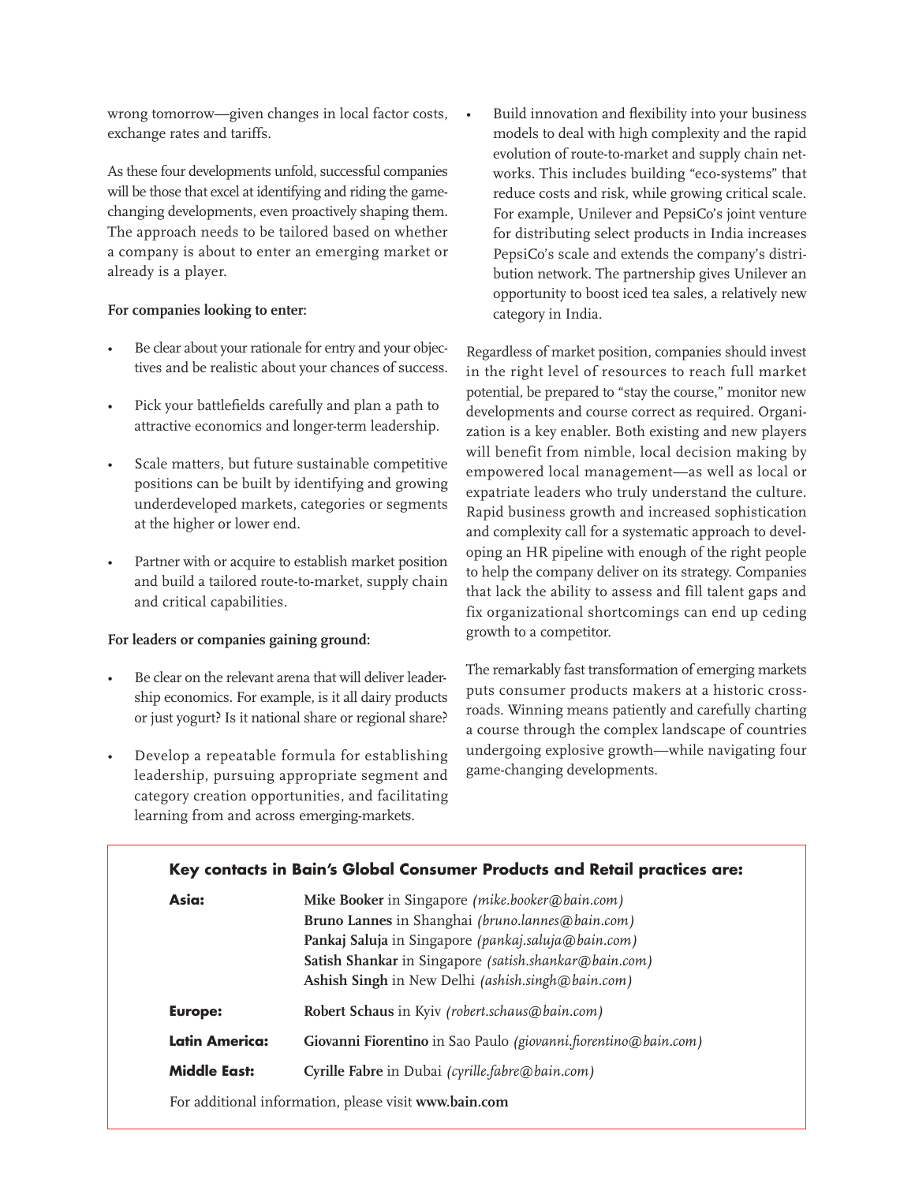wrong tomorrow—given changes in local factor costs, exchange rates and tariffs.

As these four developments unfold, successful companies will be those that excel at identifying and riding the game-changing developments, even proactively shaping them. The approach needs to be tailored based on whether a company is about to enter an emerging market or already is a player.

**For companies looking to enter:**

- Be clear about your rationale for entry and your objectives and be realistic about your chances of success.
- Pick your battlefields carefully and plan a path to attractive economics and longer-term leadership.
- Scale matters, but future sustainable competitive positions can be built by identifying and growing underdeveloped markets, categories or segments at the higher or lower end.
- Partner with or acquire to establish market position and build a tailored route-to-market, supply chain and critical capabilities.

**For leaders or companies gaining ground:**

- Be clear on the relevant arena that will deliver leadership economics. For example, is it all dairy products or just yogurt? Is it national share or regional share?
- Develop a repeatable formula for establishing leadership, pursuing appropriate segment and category creation opportunities, and facilitating learning from and across emerging-markets.
- Build innovation and flexibility into your business models to deal with high complexity and the rapid evolution of route-to-market and supply chain networks. This includes building "eco-systems" that reduce costs and risk, while growing critical scale. For example, Unilever and PepsiCo's joint venture for distributing select products in India increases PepsiCo's scale and extends the company's distribution network. The partnership gives Unilever an opportunity to boost iced tea sales, a relatively new category in India.

Regardless of market position, companies should invest in the right level of resources to reach full market potential, be prepared to "stay the course," monitor new developments and course correct as required. Organization is a key enabler. Both existing and new players will benefit from nimble, local decision making by empowered local management—as well as local or expatriate leaders who truly understand the culture. Rapid business growth and increased sophistication and complexity call for a systematic approach to developing an HR pipeline with enough of the right people to help the company deliver on its strategy. Companies that lack the ability to assess and fill talent gaps and fix organizational shortcomings can end up ceding growth to a competitor.

The remarkably fast transformation of emerging markets puts consumer products makers at a historic crossroads. Winning means patiently and carefully charting a course through the complex landscape of countries undergoing explosive growth—while navigating four game-changing developments.

**Key contacts in Bain's Global Consumer Products and Retail practices are:**

| | |
|---|---|
| **Asia:** | **Mike Booker** in Singapore *(mike.booker@bain.com)*<br>**Bruno Lannes** in Shanghai *(bruno.lannes@bain.com)*<br>**Pankaj Saluja** in Singapore *(pankaj.saluja@bain.com)*<br>**Satish Shankar** in Singapore *(satish.shankar@bain.com)*<br>**Ashish Singh** in New Delhi *(ashish.singh@bain.com)* |
| **Europe:** | **Robert Schaus** in Kyiv *(robert.schaus@bain.com)* |
| **Latin America:** | **Giovanni Fiorentino** in Sao Paulo *(giovanni.fiorentino@bain.com)* |
| **Middle East:** | **Cyrille Fabre** in Dubai *(cyrille.fabre@bain.com)* |

For additional information, please visit **www.bain.com**